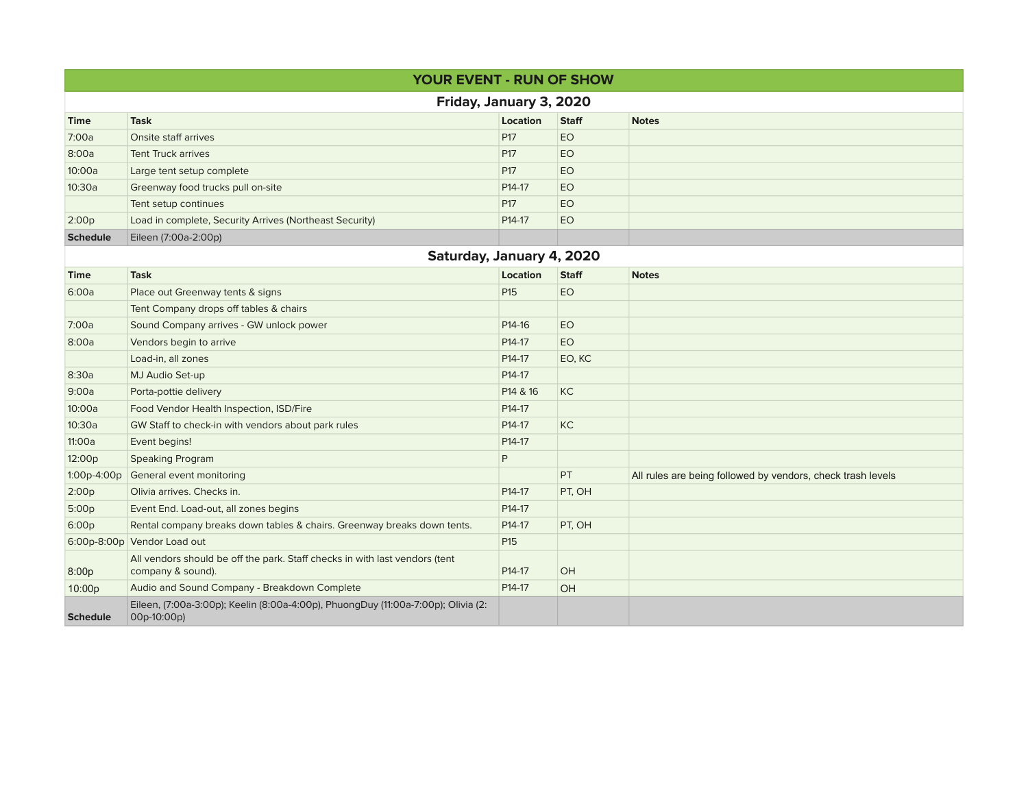# YOUR EVENT - RUN OF SHOW

## Friday, January 3, 2020

| Time | Task | Location | Staff | Notes |
|---|---|---|---|---|
| 7:00a | Onsite staff arrives | P17 | EO | |
| 8:00a | Tent Truck arrives | P17 | EO | |
| 10:00a | Large tent setup complete | P17 | EO | |
| 10:30a | Greenway food trucks pull on-site | P14-17 | EO | |
| | Tent setup continues | P17 | EO | |
| 2:00p | Load in complete, Security Arrives (Northeast Security) | P14-17 | EO | |
| **Schedule** | Eileen (7:00a-2:00p) | | | |

## Saturday, January 4, 2020

| Time | Task | Location | Staff | Notes |
|---|---|---|---|---|
| 6:00a | Place out Greenway tents & signs | P15 | EO | |
| | Tent Company drops off tables & chairs | | | |
| 7:00a | Sound Company arrives - GW unlock power | P14-16 | EO | |
| 8:00a | Vendors begin to arrive | P14-17 | EO | |
| | Load-in, all zones | P14-17 | EO, KC | |
| 8:30a | MJ Audio Set-up | P14-17 | | |
| 9:00a | Porta-pottie delivery | P14 & 16 | KC | |
| 10:00a | Food Vendor Health Inspection, ISD/Fire | P14-17 | | |
| 10:30a | GW Staff to check-in with vendors about park rules | P14-17 | KC | |
| 11:00a | Event begins! | P14-17 | | |
| 12:00p | Speaking Program | P | | |
| 1:00p-4:00p | General event monitoring | | PT | All rules are being followed by vendors, check trash levels |
| 2:00p | Olivia arrives. Checks in. | P14-17 | PT, OH | |
| 5:00p | Event End. Load-out, all zones begins | P14-17 | | |
| 6:00p | Rental company breaks down tables & chairs. Greenway breaks down tents. | P14-17 | PT, OH | |
| 6:00p-8:00p | Vendor Load out | P15 | | |
| 8:00p | All vendors should be off the park. Staff checks in with last vendors (tent company & sound). | P14-17 | OH | |
| 10:00p | Audio and Sound Company - Breakdown Complete | P14-17 | OH | |
| **Schedule** | Eileen, (7:00a-3:00p); Keelin (8:00a-4:00p), PhuongDuy (11:00a-7:00p); Olivia (2:00p-10:00p) | | | |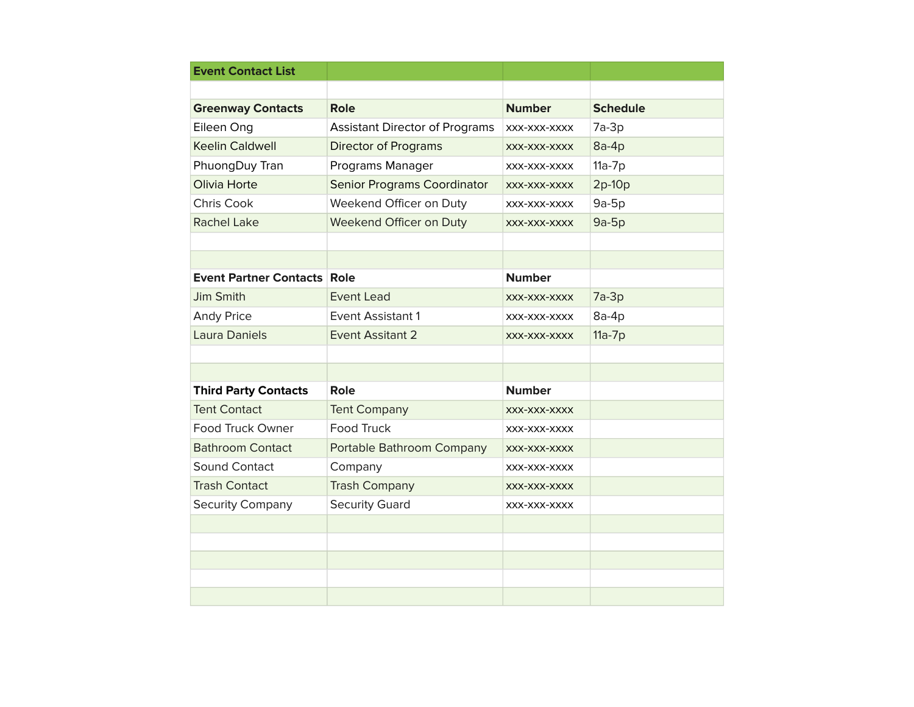## Event Contact List

| Greenway Contacts | Role | Number | Schedule |
|---|---|---|---|
| Eileen Ong | Assistant Director of Programs | xxx-xxx-xxxx | 7a-3p |
| Keelin Caldwell | Director of Programs | xxx-xxx-xxxx | 8a-4p |
| PhuongDuy Tran | Programs Manager | xxx-xxx-xxxx | 11a-7p |
| Olivia Horte | Senior Programs Coordinator | xxx-xxx-xxxx | 2p-10p |
| Chris Cook | Weekend Officer on Duty | xxx-xxx-xxxx | 9a-5p |
| Rachel Lake | Weekend Officer on Duty | xxx-xxx-xxxx | 9a-5p |

| Event Partner Contacts | Role | Number | |
|---|---|---|---|
| Jim Smith | Event Lead | xxx-xxx-xxxx | 7a-3p |
| Andy Price | Event Assistant 1 | xxx-xxx-xxxx | 8a-4p |
| Laura Daniels | Event Assitant 2 | xxx-xxx-xxxx | 11a-7p |

| Third Party Contacts | Role | Number | |
|---|---|---|---|
| Tent Contact | Tent Company | xxx-xxx-xxxx | |
| Food Truck Owner | Food Truck | xxx-xxx-xxxx | |
| Bathroom Contact | Portable Bathroom Company | xxx-xxx-xxxx | |
| Sound Contact | Company | xxx-xxx-xxxx | |
| Trash Contact | Trash Company | xxx-xxx-xxxx | |
| Security Company | Security Guard | xxx-xxx-xxxx | |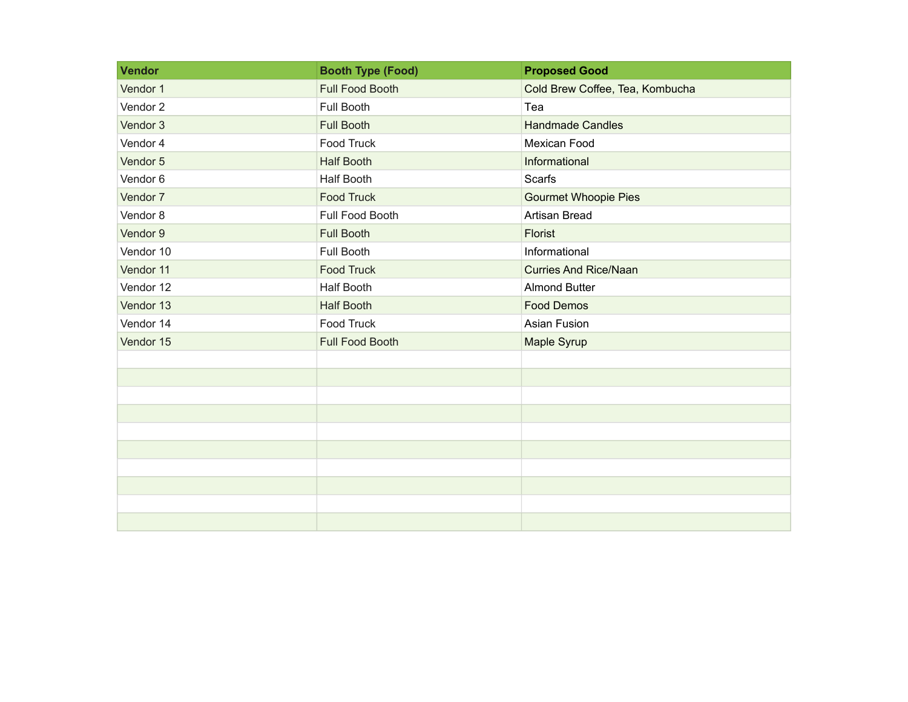| Vendor | Booth Type (Food) | Proposed Good |
|---|---|---|
| Vendor 1 | Full Food Booth | Cold Brew Coffee, Tea, Kombucha |
| Vendor 2 | Full Booth | Tea |
| Vendor 3 | Full Booth | Handmade Candles |
| Vendor 4 | Food Truck | Mexican Food |
| Vendor 5 | Half Booth | Informational |
| Vendor 6 | Half Booth | Scarfs |
| Vendor 7 | Food Truck | Gourmet Whoopie Pies |
| Vendor 8 | Full Food Booth | Artisan Bread |
| Vendor 9 | Full Booth | Florist |
| Vendor 10 | Full Booth | Informational |
| Vendor 11 | Food Truck | Curries And Rice/Naan |
| Vendor 12 | Half Booth | Almond Butter |
| Vendor 13 | Half Booth | Food Demos |
| Vendor 14 | Food Truck | Asian Fusion |
| Vendor 15 | Full Food Booth | Maple Syrup |